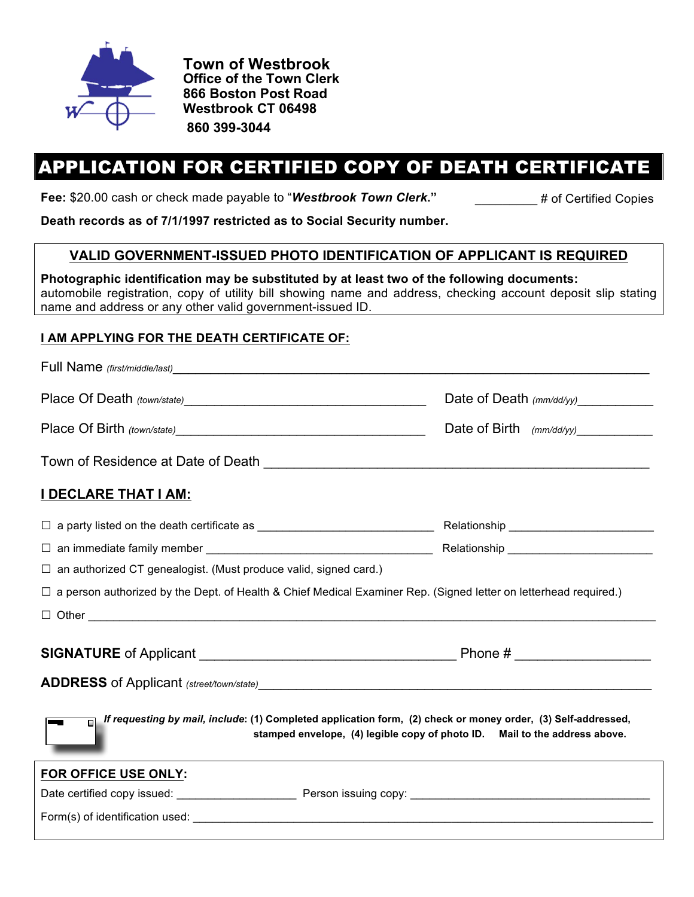**Town of Westbrook**
**Office of the Town Clerk**
**866 Boston Post Road**
**Westbrook CT 06498**
**860 399-3044**

# APPLICATION FOR CERTIFIED COPY OF DEATH CERTIFICATE

**Fee:** $20.00 cash or check made payable to "***Westbrook Town Clerk.***" _________ # of Certified Copies

**Death records as of 7/1/1997 restricted as to Social Security number.**

**VALID GOVERNMENT-ISSUED PHOTO IDENTIFICATION OF APPLICANT IS REQUIRED**

**Photographic identification may be substituted by at least two of the following documents:** automobile registration, copy of utility bill showing name and address, checking account deposit slip stating name and address or any other valid government-issued ID.

## I AM APPLYING FOR THE DEATH CERTIFICATE OF:

Full Name *(first/middle/last)*________________________________________________________________

Place Of Death *(town/state)*__________________________________ Date of Death *(mm/dd/yy)*__________

Place Of Birth *(town/state)*__________________________________ Date of Birth *(mm/dd/yy)*__________

Town of Residence at Date of Death ____________________________________________________

## I DECLARE THAT I AM:

☐ a party listed on the death certificate as ___________________________ Relationship ______________________

☐ an immediate family member ___________________________________ Relationship ______________________

☐ an authorized CT genealogist. (Must produce valid, signed card.)

☐ a person authorized by the Dept. of Health & Chief Medical Examiner Rep. (Signed letter on letterhead required.)

☐ Other ______________________________________________________________________________

**SIGNATURE** of Applicant _________________________________ Phone # _________________

**ADDRESS** of Applicant *(street/town/state)*____________________________________________________

***If requesting by mail, include*: (1) Completed application form, (2) check or money order, (3) Self-addressed, stamped envelope, (4) legible copy of photo ID. Mail to the address above.**

**FOR OFFICE USE ONLY:**

Date certified copy issued: __________________ Person issuing copy: _____________________________________

Form(s) of identification used: ______________________________________________________________________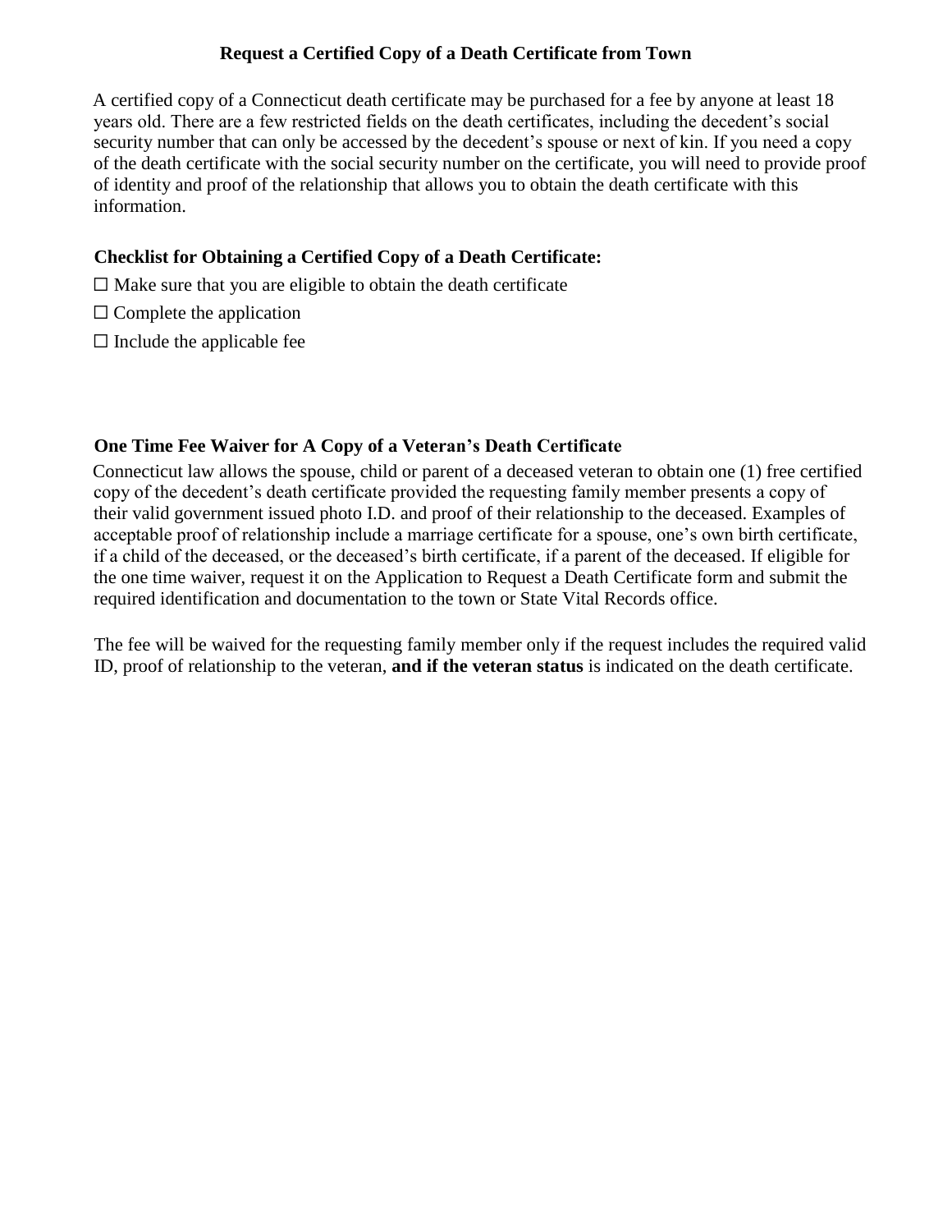## Request a Certified Copy of a Death Certificate from Town

A certified copy of a Connecticut death certificate may be purchased for a fee by anyone at least 18 years old. There are a few restricted fields on the death certificates, including the decedent's social security number that can only be accessed by the decedent's spouse or next of kin. If you need a copy of the death certificate with the social security number on the certificate, you will need to provide proof of identity and proof of the relationship that allows you to obtain the death certificate with this information.

### Checklist for Obtaining a Certified Copy of a Death Certificate:

☐ Make sure that you are eligible to obtain the death certificate

☐ Complete the application

☐ Include the applicable fee

### One Time Fee Waiver for A Copy of a Veteran's Death Certificate

Connecticut law allows the spouse, child or parent of a deceased veteran to obtain one (1) free certified copy of the decedent's death certificate provided the requesting family member presents a copy of their valid government issued photo I.D. and proof of their relationship to the deceased. Examples of acceptable proof of relationship include a marriage certificate for a spouse, one's own birth certificate, if a child of the deceased, or the deceased's birth certificate, if a parent of the deceased. If eligible for the one time waiver, request it on the Application to Request a Death Certificate form and submit the required identification and documentation to the town or State Vital Records office.

The fee will be waived for the requesting family member only if the request includes the required valid ID, proof of relationship to the veteran, **and if the veteran status** is indicated on the death certificate.